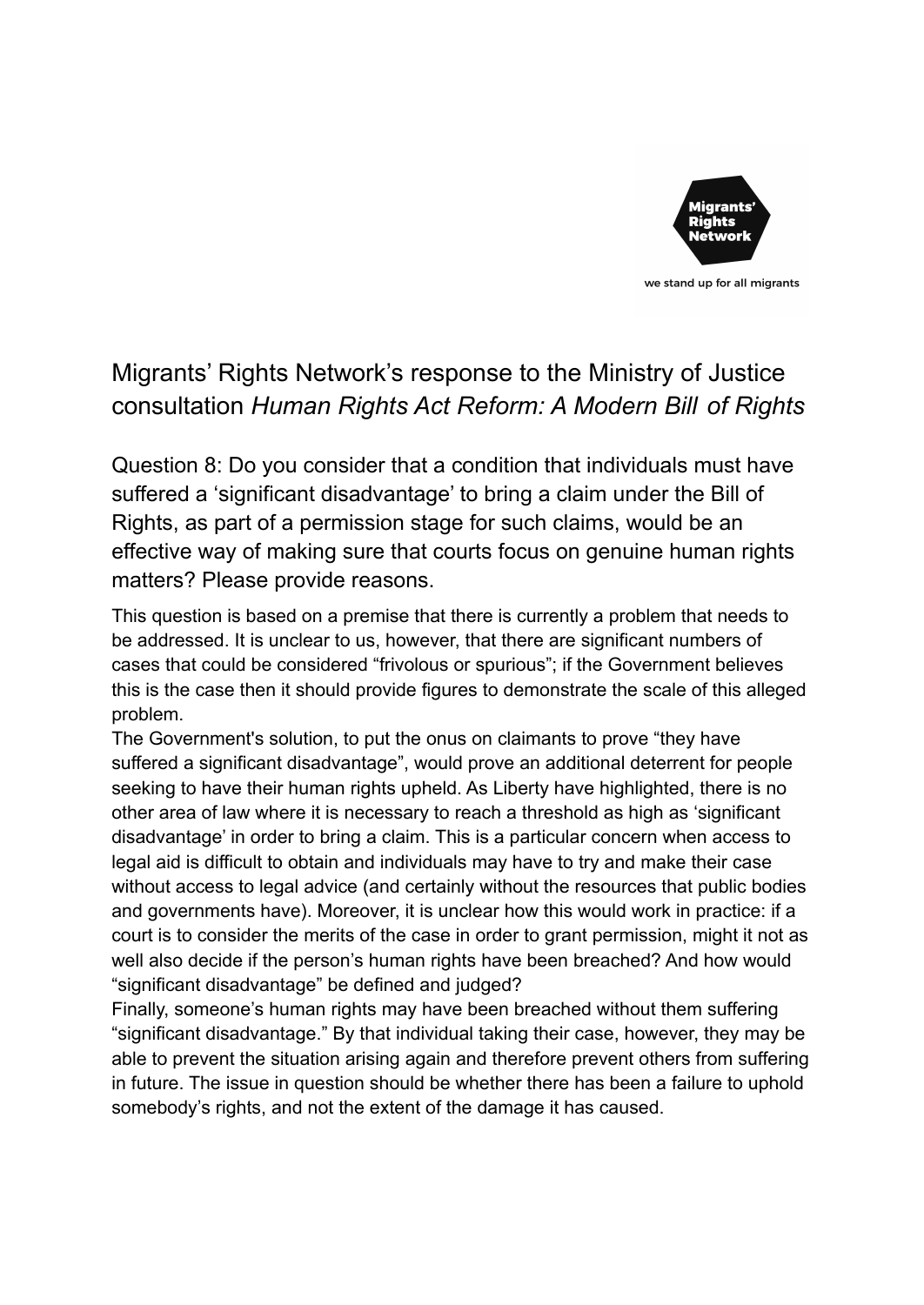Migrants' Rights Network

we stand up for all migrants

# Migrants' Rights Network's response to the Ministry of Justice consultation *Human Rights Act Reform: A Modern Bill of Rights*

## Question 8: Do you consider that a condition that individuals must have suffered a 'significant disadvantage' to bring a claim under the Bill of Rights, as part of a permission stage for such claims, would be an effective way of making sure that courts focus on genuine human rights matters? Please provide reasons.

This question is based on a premise that there is currently a problem that needs to be addressed. It is unclear to us, however, that there are significant numbers of cases that could be considered "frivolous or spurious"; if the Government believes this is the case then it should provide figures to demonstrate the scale of this alleged problem.

The Government's solution, to put the onus on claimants to prove "they have suffered a significant disadvantage", would prove an additional deterrent for people seeking to have their human rights upheld. As Liberty have highlighted, there is no other area of law where it is necessary to reach a threshold as high as 'significant disadvantage' in order to bring a claim. This is a particular concern when access to legal aid is difficult to obtain and individuals may have to try and make their case without access to legal advice (and certainly without the resources that public bodies and governments have). Moreover, it is unclear how this would work in practice: if a court is to consider the merits of the case in order to grant permission, might it not as well also decide if the person's human rights have been breached? And how would "significant disadvantage" be defined and judged?

Finally, someone's human rights may have been breached without them suffering "significant disadvantage." By that individual taking their case, however, they may be able to prevent the situation arising again and therefore prevent others from suffering in future. The issue in question should be whether there has been a failure to uphold somebody's rights, and not the extent of the damage it has caused.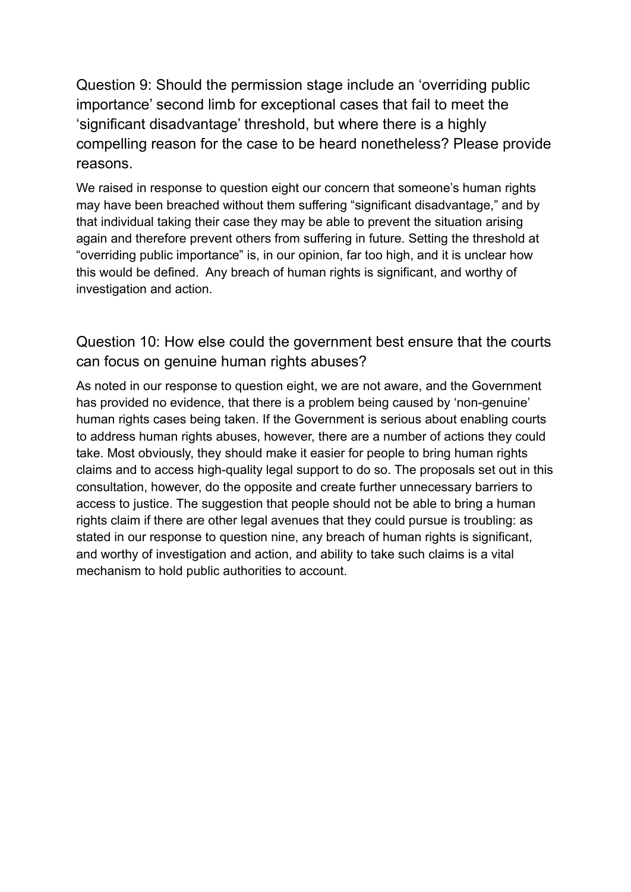## Question 9: Should the permission stage include an ‘overriding public importance’ second limb for exceptional cases that fail to meet the ‘significant disadvantage’ threshold, but where there is a highly compelling reason for the case to be heard nonetheless? Please provide reasons.

We raised in response to question eight our concern that someone’s human rights may have been breached without them suffering “significant disadvantage,” and by that individual taking their case they may be able to prevent the situation arising again and therefore prevent others from suffering in future. Setting the threshold at “overriding public importance” is, in our opinion, far too high, and it is unclear how this would be defined. Any breach of human rights is significant, and worthy of investigation and action.

## Question 10: How else could the government best ensure that the courts can focus on genuine human rights abuses?

As noted in our response to question eight, we are not aware, and the Government has provided no evidence, that there is a problem being caused by ‘non-genuine’ human rights cases being taken. If the Government is serious about enabling courts to address human rights abuses, however, there are a number of actions they could take. Most obviously, they should make it easier for people to bring human rights claims and to access high-quality legal support to do so. The proposals set out in this consultation, however, do the opposite and create further unnecessary barriers to access to justice. The suggestion that people should not be able to bring a human rights claim if there are other legal avenues that they could pursue is troubling: as stated in our response to question nine, any breach of human rights is significant, and worthy of investigation and action, and ability to take such claims is a vital mechanism to hold public authorities to account.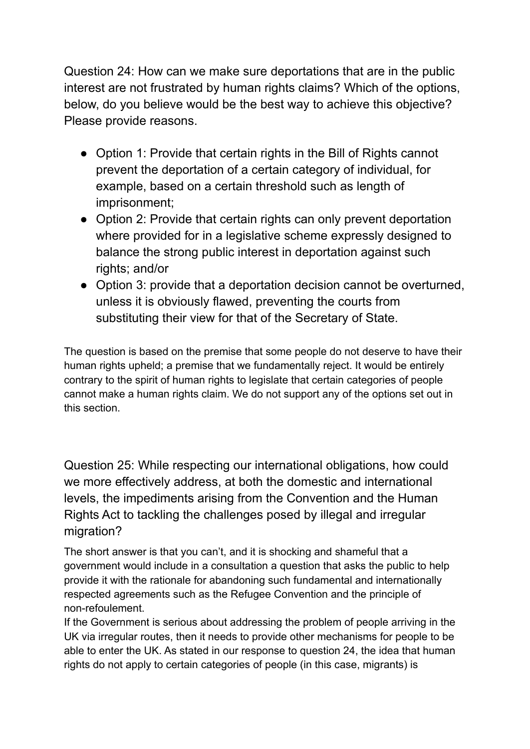Question 24: How can we make sure deportations that are in the public interest are not frustrated by human rights claims? Which of the options, below, do you believe would be the best way to achieve this objective? Please provide reasons.

- Option 1: Provide that certain rights in the Bill of Rights cannot prevent the deportation of a certain category of individual, for example, based on a certain threshold such as length of imprisonment;
- Option 2: Provide that certain rights can only prevent deportation where provided for in a legislative scheme expressly designed to balance the strong public interest in deportation against such rights; and/or
- Option 3: provide that a deportation decision cannot be overturned, unless it is obviously flawed, preventing the courts from substituting their view for that of the Secretary of State.

The question is based on the premise that some people do not deserve to have their human rights upheld; a premise that we fundamentally reject. It would be entirely contrary to the spirit of human rights to legislate that certain categories of people cannot make a human rights claim. We do not support any of the options set out in this section.

Question 25: While respecting our international obligations, how could we more effectively address, at both the domestic and international levels, the impediments arising from the Convention and the Human Rights Act to tackling the challenges posed by illegal and irregular migration?

The short answer is that you can't, and it is shocking and shameful that a government would include in a consultation a question that asks the public to help provide it with the rationale for abandoning such fundamental and internationally respected agreements such as the Refugee Convention and the principle of non-refoulement.

If the Government is serious about addressing the problem of people arriving in the UK via irregular routes, then it needs to provide other mechanisms for people to be able to enter the UK. As stated in our response to question 24, the idea that human rights do not apply to certain categories of people (in this case, migrants) is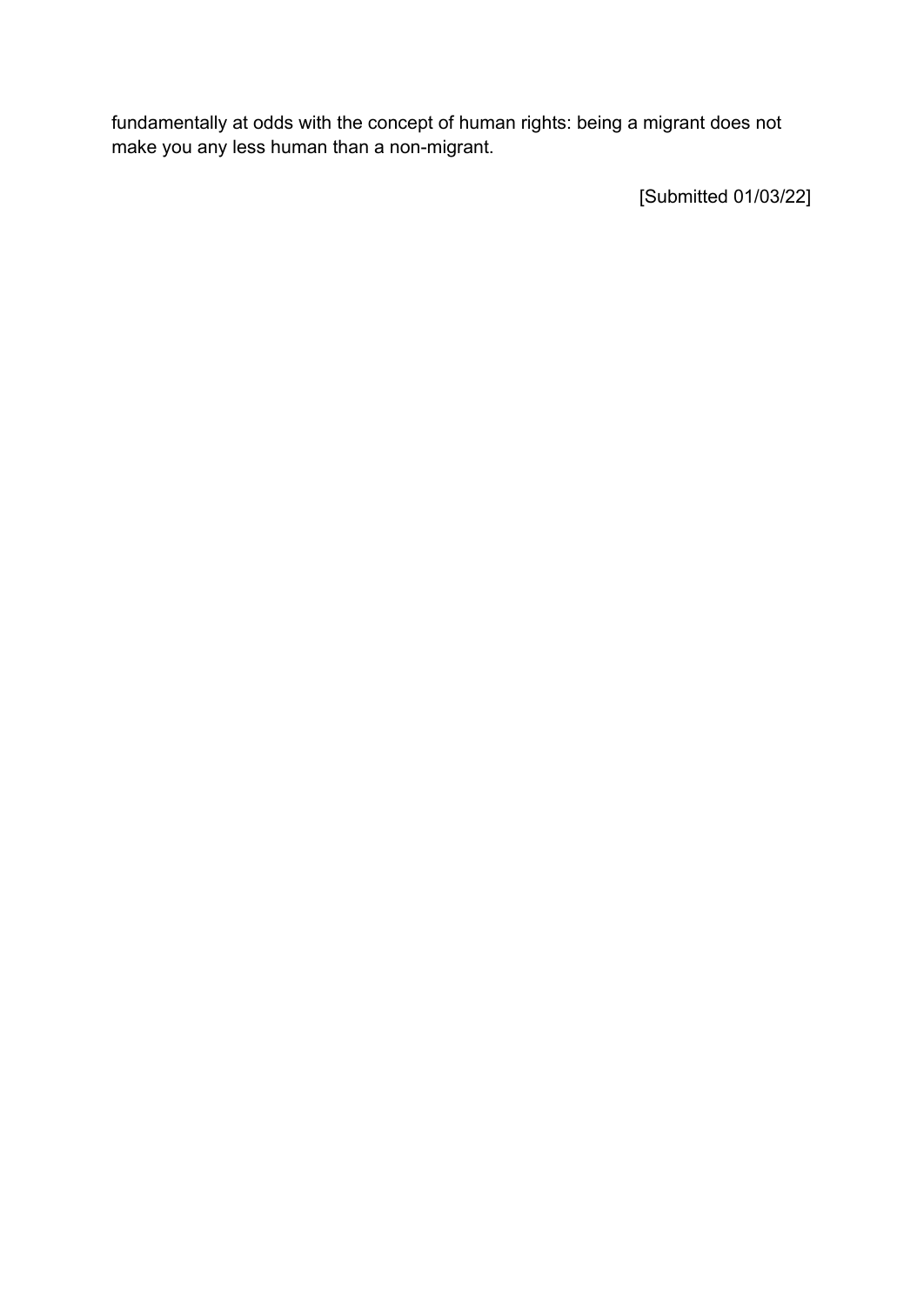fundamentally at odds with the concept of human rights: being a migrant does not make you any less human than a non-migrant.

[Submitted 01/03/22]